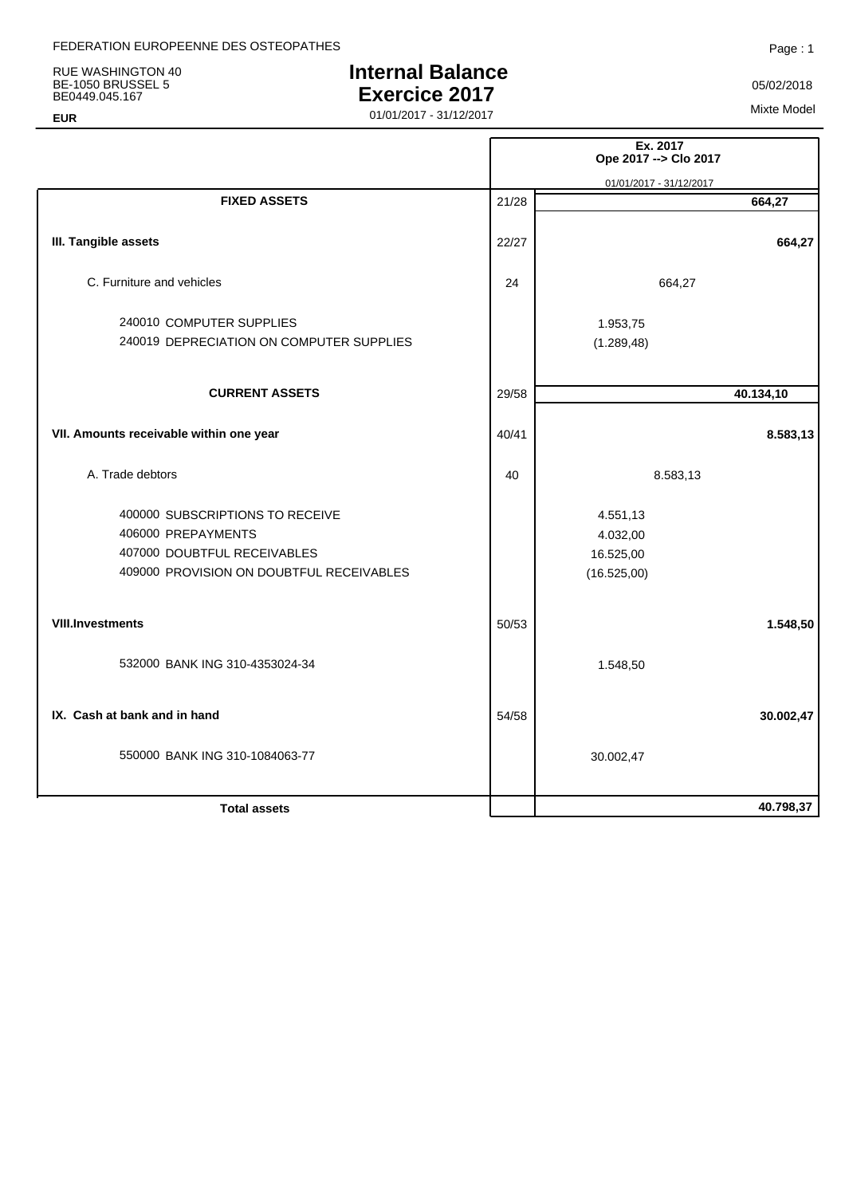FEDERATION EUROPEENNE DES OSTEOPATHES

RUE WASHINGTON 40
BE-1050 BRUSSEL 5
BE0449.045.167

**EUR**

# Internal Balance
# Exercice 2017

01/01/2017 - 31/12/2017

05/02/2018

Mixte Model

| | | Ex. 2017 Ope 2017 --> Clo 2017 | |
|---|---|---|---|
| | | 01/01/2017 - 31/12/2017 | |
| **FIXED ASSETS** | 21/28 | | **664,27** |
| **III. Tangible assets** | 22/27 | | **664,27** |
| C. Furniture and vehicles | 24 | 664,27 | |
| 240010 COMPUTER SUPPLIES | | 1.953,75 | |
| 240019 DEPRECIATION ON COMPUTER SUPPLIES | | (1.289,48) | |
| **CURRENT ASSETS** | 29/58 | | **40.134,10** |
| **VII. Amounts receivable within one year** | 40/41 | | **8.583,13** |
| A. Trade debtors | 40 | 8.583,13 | |
| 400000 SUBSCRIPTIONS TO RECEIVE | | 4.551,13 | |
| 406000 PREPAYMENTS | | 4.032,00 | |
| 407000 DOUBTFUL RECEIVABLES | | 16.525,00 | |
| 409000 PROVISION ON DOUBTFUL RECEIVABLES | | (16.525,00) | |
| **VIII.Investments** | 50/53 | | **1.548,50** |
| 532000 BANK ING 310-4353024-34 | | 1.548,50 | |
| **IX. Cash at bank and in hand** | 54/58 | | **30.002,47** |
| 550000 BANK ING 310-1084063-77 | | 30.002,47 | |
| **Total assets** | | | **40.798,37** |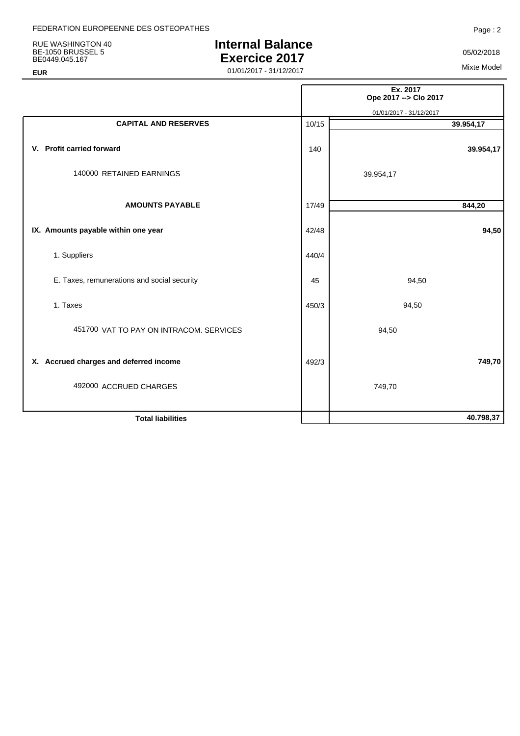FEDERATION EUROPEENNE DES OSTEOPATHES

RUE WASHINGTON 40
BE-1050 BRUSSEL 5
BE0449.045.167

**EUR**

# Internal Balance
# Exercice 2017

01/01/2017 - 31/12/2017

05/02/2018

Mixte Model

| | | Ex. 2017 Ope 2017 --> Clo 2017 01/01/2017 - 31/12/2017 | |
|---|---|---|---|
| **CAPITAL AND RESERVES** | 10/15 | | **39.954,17** |
| **V. Profit carried forward** | 140 | | **39.954,17** |
| 140000 RETAINED EARNINGS | | 39.954,17 | |
| **AMOUNTS PAYABLE** | 17/49 | | **844,20** |
| **IX. Amounts payable within one year** | 42/48 | | **94,50** |
| 1. Suppliers | 440/4 | | |
| E. Taxes, remunerations and social security | 45 | 94,50 | |
| 1. Taxes | 450/3 | 94,50 | |
| 451700 VAT TO PAY ON INTRACOM. SERVICES | | 94,50 | |
| **X. Accrued charges and deferred income** | 492/3 | | **749,70** |
| 492000 ACCRUED CHARGES | | 749,70 | |
| **Total liabilities** | | | **40.798,37** |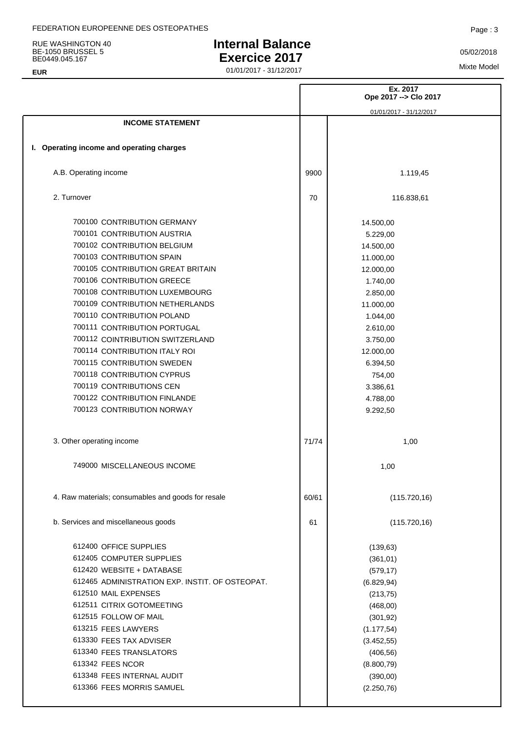FEDERATION EUROPEENNE DES OSTEOPATHES

RUE WASHINGTON 40
BE-1050 BRUSSEL 5
BE0449.045.167

**EUR**

# Internal Balance
# Exercice 2017

01/01/2017 - 31/12/2017

05/02/2018

Mixte Model

| | | Ex. 2017<br>Ope 2017 --> Clo 2017<br>01/01/2017 - 31/12/2017 |
|---|---|---|
| **INCOME STATEMENT** | | |
| **I. Operating income and operating charges** | | |
| A.B. Operating income | 9900 | 1.119,45 |
| 2. Turnover | 70 | 116.838,61 |
| 700100 CONTRIBUTION GERMANY | | 14.500,00 |
| 700101 CONTRIBUTION AUSTRIA | | 5.229,00 |
| 700102 CONTRIBUTION BELGIUM | | 14.500,00 |
| 700103 CONTRIBUTION SPAIN | | 11.000,00 |
| 700105 CONTRIBUTION GREAT BRITAIN | | 12.000,00 |
| 700106 CONTRIBUTION GREECE | | 1.740,00 |
| 700108 CONTRIBUTION LUXEMBOURG | | 2.850,00 |
| 700109 CONTRIBUTION NETHERLANDS | | 11.000,00 |
| 700110 CONTRIBUTION POLAND | | 1.044,00 |
| 700111 CONTRIBUTION PORTUGAL | | 2.610,00 |
| 700112 COINTRIBUTION SWITZERLAND | | 3.750,00 |
| 700114 CONTRIBUTION ITALY ROI | | 12.000,00 |
| 700115 CONTRIBUTION SWEDEN | | 6.394,50 |
| 700118 CONTRIBUTION CYPRUS | | 754,00 |
| 700119 CONTRIBUTIONS CEN | | 3.386,61 |
| 700122 CONTRIBUTION FINLANDE | | 4.788,00 |
| 700123 CONTRIBUTION NORWAY | | 9.292,50 |
| 3. Other operating income | 71/74 | 1,00 |
| 749000 MISCELLANEOUS INCOME | | 1,00 |
| 4. Raw materials; consumables and goods for resale | 60/61 | (115.720,16) |
| b. Services and miscellaneous goods | 61 | (115.720,16) |
| 612400 OFFICE SUPPLIES | | (139,63) |
| 612405 COMPUTER SUPPLIES | | (361,01) |
| 612420 WEBSITE + DATABASE | | (579,17) |
| 612465 ADMINISTRATION EXP. INSTIT. OF OSTEOPAT. | | (6.829,94) |
| 612510 MAIL EXPENSES | | (213,75) |
| 612511 CITRIX GOTOMEETING | | (468,00) |
| 612515 FOLLOW OF MAIL | | (301,92) |
| 613215 FEES LAWYERS | | (1.177,54) |
| 613330 FEES TAX ADVISER | | (3.452,55) |
| 613340 FEES TRANSLATORS | | (406,56) |
| 613342 FEES NCOR | | (8.800,79) |
| 613348 FEES INTERNAL AUDIT | | (390,00) |
| 613366 FEES MORRIS SAMUEL | | (2.250,76) |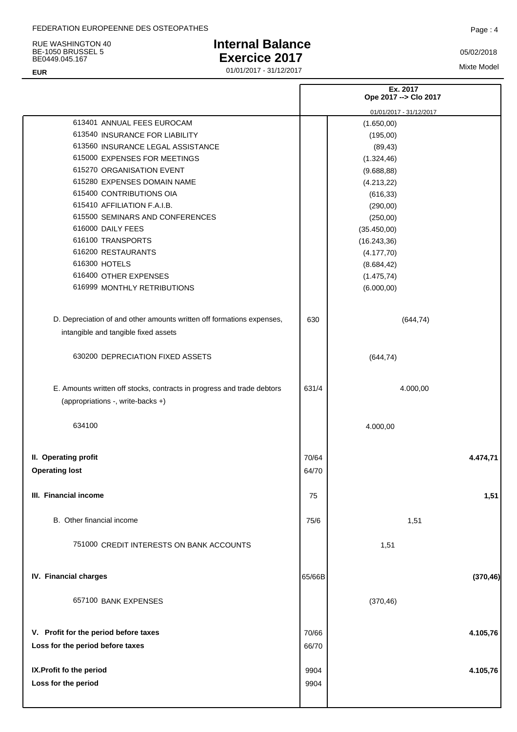FEDERATION EUROPEENNE DES OSTEOPATHES

RUE WASHINGTON 40
BE-1050 BRUSSEL 5
BE0449.045.167

**EUR**

# Internal Balance
# Exercice 2017

01/01/2017 - 31/12/2017

05/02/2018

Mixte Model

| | | Ex. 2017 Ope 2017 --> Clo 2017 01/01/2017 - 31/12/2017 | | |
|---|---|---|---|---|
| 613401 ANNUAL FEES EUROCAM | | (1.650,00) | | |
| 613540 INSURANCE FOR LIABILITY | | (195,00) | | |
| 613560 INSURANCE LEGAL ASSISTANCE | | (89,43) | | |
| 615000 EXPENSES FOR MEETINGS | | (1.324,46) | | |
| 615270 ORGANISATION EVENT | | (9.688,88) | | |
| 615280 EXPENSES DOMAIN NAME | | (4.213,22) | | |
| 615400 CONTRIBUTIONS OIA | | (616,33) | | |
| 615410 AFFILIATION F.A.I.B. | | (290,00) | | |
| 615500 SEMINARS AND CONFERENCES | | (250,00) | | |
| 616000 DAILY FEES | | (35.450,00) | | |
| 616100 TRANSPORTS | | (16.243,36) | | |
| 616200 RESTAURANTS | | (4.177,70) | | |
| 616300 HOTELS | | (8.684,42) | | |
| 616400 OTHER EXPENSES | | (1.475,74) | | |
| 616999 MONTHLY RETRIBUTIONS | | (6.000,00) | | |
| D. Depreciation of and other amounts written off formations expenses, intangible and tangible fixed assets | 630 | | (644,74) | |
| 630200 DEPRECIATION FIXED ASSETS | | (644,74) | | |
| E. Amounts written off stocks, contracts in progress and trade debtors (appropriations -, write-backs +) | 631/4 | | 4.000,00 | |
| 634100 | | 4.000,00 | | |
| **II. Operating profit** | 70/64 | | | **4.474,71** |
| **Operating lost** | 64/70 | | | |
| **III. Financial income** | 75 | | | **1,51** |
| B. Other financial income | 75/6 | | 1,51 | |
| 751000 CREDIT INTERESTS ON BANK ACCOUNTS | | 1,51 | | |
| **IV. Financial charges** | 65/66B | | | **(370,46)** |
| 657100 BANK EXPENSES | | (370,46) | | |
| **V. Profit for the period before taxes** | 70/66 | | | **4.105,76** |
| **Loss for the period before taxes** | 66/70 | | | |
| **IX.Profit fo the period** | 9904 | | | **4.105,76** |
| **Loss for the period** | 9904 | | | |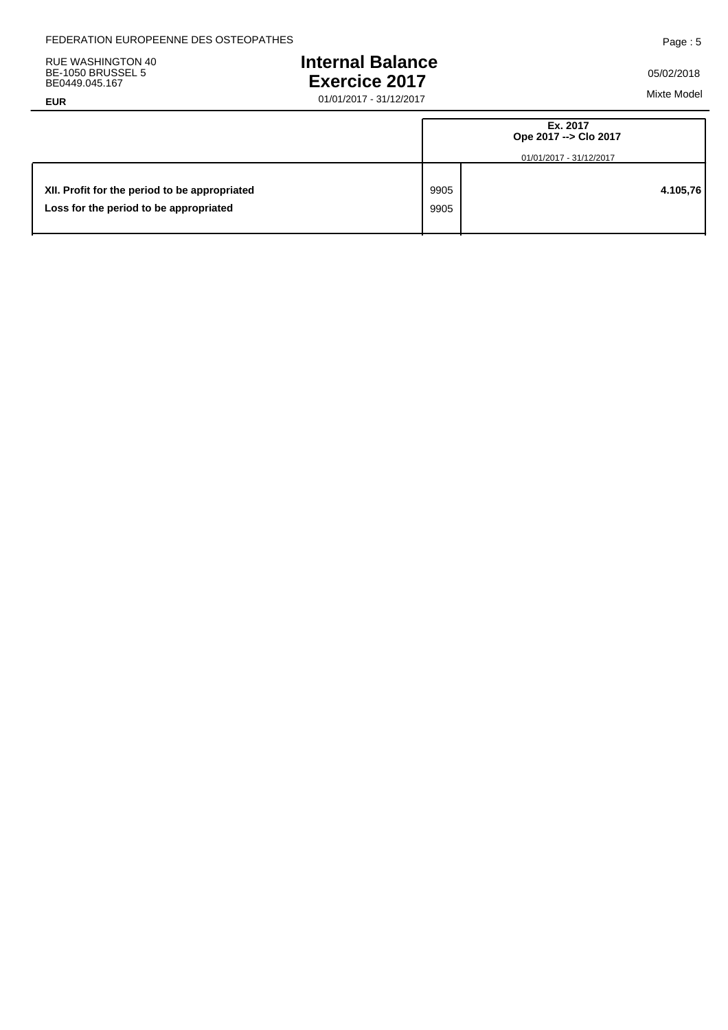FEDERATION EUROPEENNE DES OSTEOPATHES

RUE WASHINGTON 40
BE-1050 BRUSSEL 5
BE0449.045.167

**EUR**

# Internal Balance
# Exercice 2017

01/01/2017 - 31/12/2017

05/02/2018

Mixte Model

| | | Ex. 2017<br>Ope 2017 --> Clo 2017<br>01/01/2017 - 31/12/2017 |
|---|---|---|
| **XII. Profit for the period to be appropriated** | 9905 | **4.105,76** |
| **Loss for the period to be appropriated** | 9905 | |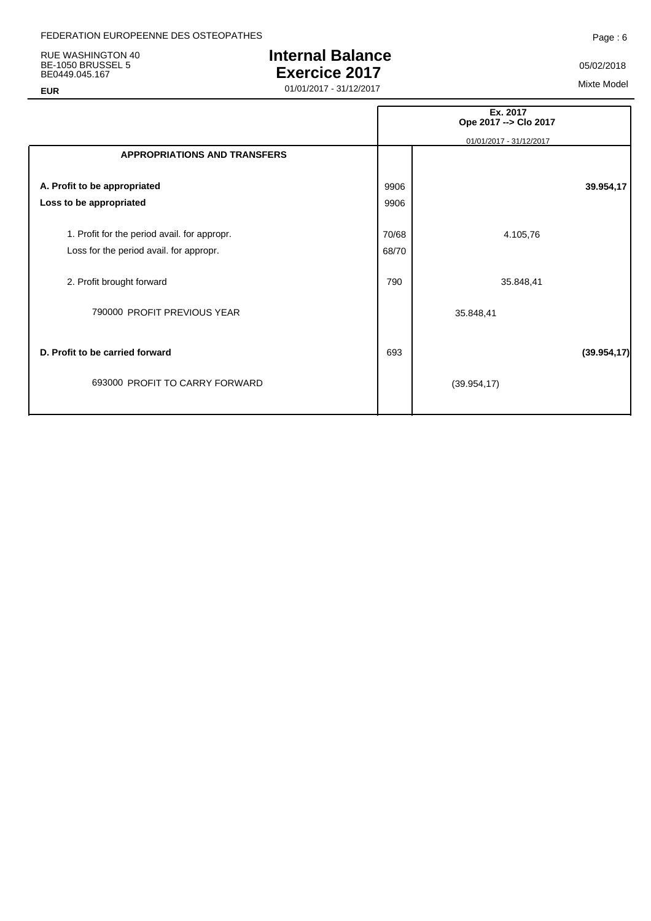FEDERATION EUROPEENNE DES OSTEOPATHES

RUE WASHINGTON 40
BE-1050 BRUSSEL 5
BE0449.045.167

**EUR**

# Internal Balance
# Exercice 2017

01/01/2017 - 31/12/2017

05/02/2018

Mixte Model

| | | Ex. 2017 Ope 2017 --> Clo 2017 01/01/2017 - 31/12/2017 | |
|---|---|---|---|
| **APPROPRIATIONS AND TRANSFERS** | | | |
| **A. Profit to be appropriated** | 9906 | | **39.954,17** |
| **Loss to be appropriated** | 9906 | | |
| 1. Profit for the period avail. for appropr. | 70/68 | 4.105,76 | |
| Loss for the period avail. for appropr. | 68/70 | | |
| 2. Profit brought forward | 790 | 35.848,41 | |
| 790000 PROFIT PREVIOUS YEAR | | 35.848,41 | |
| **D. Profit to be carried forward** | 693 | | **(39.954,17)** |
| 693000 PROFIT TO CARRY FORWARD | | (39.954,17) | |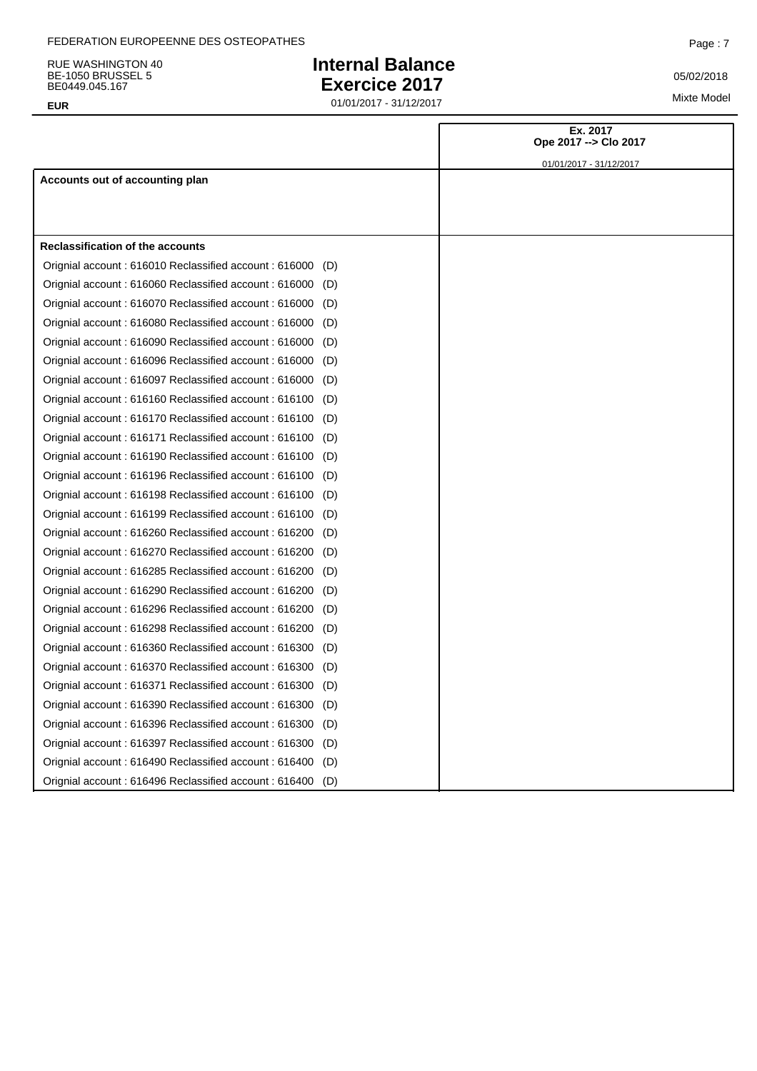FEDERATION EUROPEENNE DES OSTEOPATHES

RUE WASHINGTON 40
BE-1050 BRUSSEL 5
BE0449.045.167

**EUR**

# Internal Balance
# Exercice 2017

01/01/2017 - 31/12/2017

05/02/2018

Mixte Model

| | Ex. 2017<br>Ope 2017 --> Clo 2017<br>01/01/2017 - 31/12/2017 |
|---|---|
| **Accounts out of accounting plan** | |
| **Reclassification of the accounts** | |
| Orignial account : 616010 Reclassified account : 616000 (D) | |
| Orignial account : 616060 Reclassified account : 616000 (D) | |
| Orignial account : 616070 Reclassified account : 616000 (D) | |
| Orignial account : 616080 Reclassified account : 616000 (D) | |
| Orignial account : 616090 Reclassified account : 616000 (D) | |
| Orignial account : 616096 Reclassified account : 616000 (D) | |
| Orignial account : 616097 Reclassified account : 616000 (D) | |
| Orignial account : 616160 Reclassified account : 616100 (D) | |
| Orignial account : 616170 Reclassified account : 616100 (D) | |
| Orignial account : 616171 Reclassified account : 616100 (D) | |
| Orignial account : 616190 Reclassified account : 616100 (D) | |
| Orignial account : 616196 Reclassified account : 616100 (D) | |
| Orignial account : 616198 Reclassified account : 616100 (D) | |
| Orignial account : 616199 Reclassified account : 616100 (D) | |
| Orignial account : 616260 Reclassified account : 616200 (D) | |
| Orignial account : 616270 Reclassified account : 616200 (D) | |
| Orignial account : 616285 Reclassified account : 616200 (D) | |
| Orignial account : 616290 Reclassified account : 616200 (D) | |
| Orignial account : 616296 Reclassified account : 616200 (D) | |
| Orignial account : 616298 Reclassified account : 616200 (D) | |
| Orignial account : 616360 Reclassified account : 616300 (D) | |
| Orignial account : 616370 Reclassified account : 616300 (D) | |
| Orignial account : 616371 Reclassified account : 616300 (D) | |
| Orignial account : 616390 Reclassified account : 616300 (D) | |
| Orignial account : 616396 Reclassified account : 616300 (D) | |
| Orignial account : 616397 Reclassified account : 616300 (D) | |
| Orignial account : 616490 Reclassified account : 616400 (D) | |
| Orignial account : 616496 Reclassified account : 616400 (D) | |